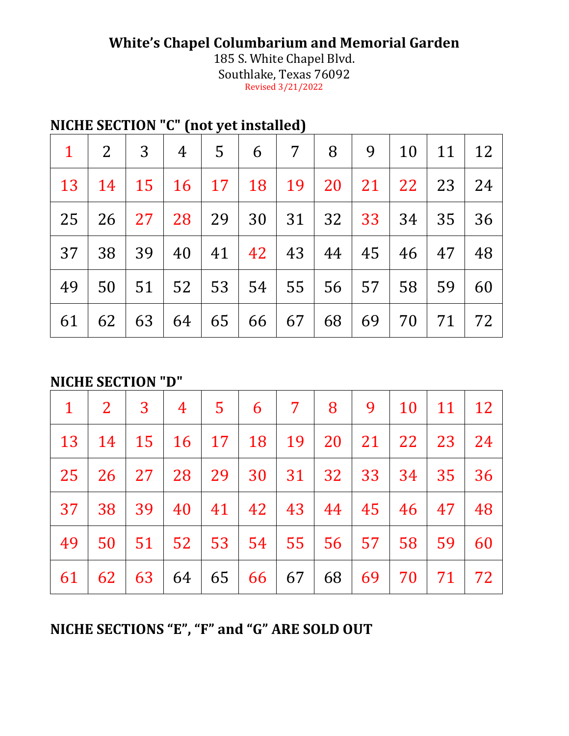**White's Chapel Columbarium and Memorial Garden**

185 S. White Chapel Blvd.

Southlake, Texas 76092

Revised 3/21/2022

**NICHE SECTION "C" (not yet installed)**

| 1 | 2 | 3 | 4 | 5 | 6 | 7 | 8 | 9 | 10 | 11 | 12 |
|---|---|---|---|---|---|---|---|---|---|---|---|
| 13 | 14 | 15 | 16 | 17 | 18 | 19 | 20 | 21 | 22 | 23 | 24 |
| 25 | 26 | 27 | 28 | 29 | 30 | 31 | 32 | 33 | 34 | 35 | 36 |
| 37 | 38 | 39 | 40 | 41 | 42 | 43 | 44 | 45 | 46 | 47 | 48 |
| 49 | 50 | 51 | 52 | 53 | 54 | 55 | 56 | 57 | 58 | 59 | 60 |
| 61 | 62 | 63 | 64 | 65 | 66 | 67 | 68 | 69 | 70 | 71 | 72 |

**NICHE SECTION "D"**

| 1 | 2 | 3 | 4 | 5 | 6 | 7 | 8 | 9 | 10 | 11 | 12 |
|---|---|---|---|---|---|---|---|---|---|---|---|
| 13 | 14 | 15 | 16 | 17 | 18 | 19 | 20 | 21 | 22 | 23 | 24 |
| 25 | 26 | 27 | 28 | 29 | 30 | 31 | 32 | 33 | 34 | 35 | 36 |
| 37 | 38 | 39 | 40 | 41 | 42 | 43 | 44 | 45 | 46 | 47 | 48 |
| 49 | 50 | 51 | 52 | 53 | 54 | 55 | 56 | 57 | 58 | 59 | 60 |
| 61 | 62 | 63 | 64 | 65 | 66 | 67 | 68 | 69 | 70 | 71 | 72 |

**NICHE SECTIONS "E", "F" and "G" ARE SOLD OUT**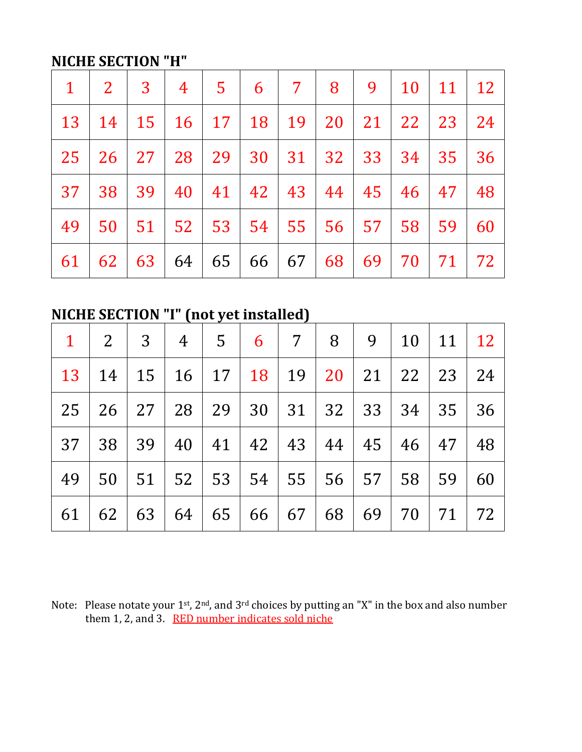**NICHE SECTION "H"**

| | | | | | | | | | | | |
|---|---|---|---|---|---|---|---|---|---|---|---|
| 1 | 2 | 3 | 4 | 5 | 6 | 7 | 8 | 9 | 10 | 11 | 12 |
| 13 | 14 | 15 | 16 | 17 | 18 | 19 | 20 | 21 | 22 | 23 | 24 |
| 25 | 26 | 27 | 28 | 29 | 30 | 31 | 32 | 33 | 34 | 35 | 36 |
| 37 | 38 | 39 | 40 | 41 | 42 | 43 | 44 | 45 | 46 | 47 | 48 |
| 49 | 50 | 51 | 52 | 53 | 54 | 55 | 56 | 57 | 58 | 59 | 60 |
| 61 | 62 | 63 | 64 | 65 | 66 | 67 | 68 | 69 | 70 | 71 | 72 |

**NICHE SECTION "I" (not yet installed)**

| | | | | | | | | | | | |
|---|---|---|---|---|---|---|---|---|---|---|---|
| 1 | 2 | 3 | 4 | 5 | 6 | 7 | 8 | 9 | 10 | 11 | 12 |
| 13 | 14 | 15 | 16 | 17 | 18 | 19 | 20 | 21 | 22 | 23 | 24 |
| 25 | 26 | 27 | 28 | 29 | 30 | 31 | 32 | 33 | 34 | 35 | 36 |
| 37 | 38 | 39 | 40 | 41 | 42 | 43 | 44 | 45 | 46 | 47 | 48 |
| 49 | 50 | 51 | 52 | 53 | 54 | 55 | 56 | 57 | 58 | 59 | 60 |
| 61 | 62 | 63 | 64 | 65 | 66 | 67 | 68 | 69 | 70 | 71 | 72 |

Note: Please notate your 1st, 2nd, and 3rd choices by putting an "X" in the box and also number them 1, 2, and 3. RED number indicates sold niche